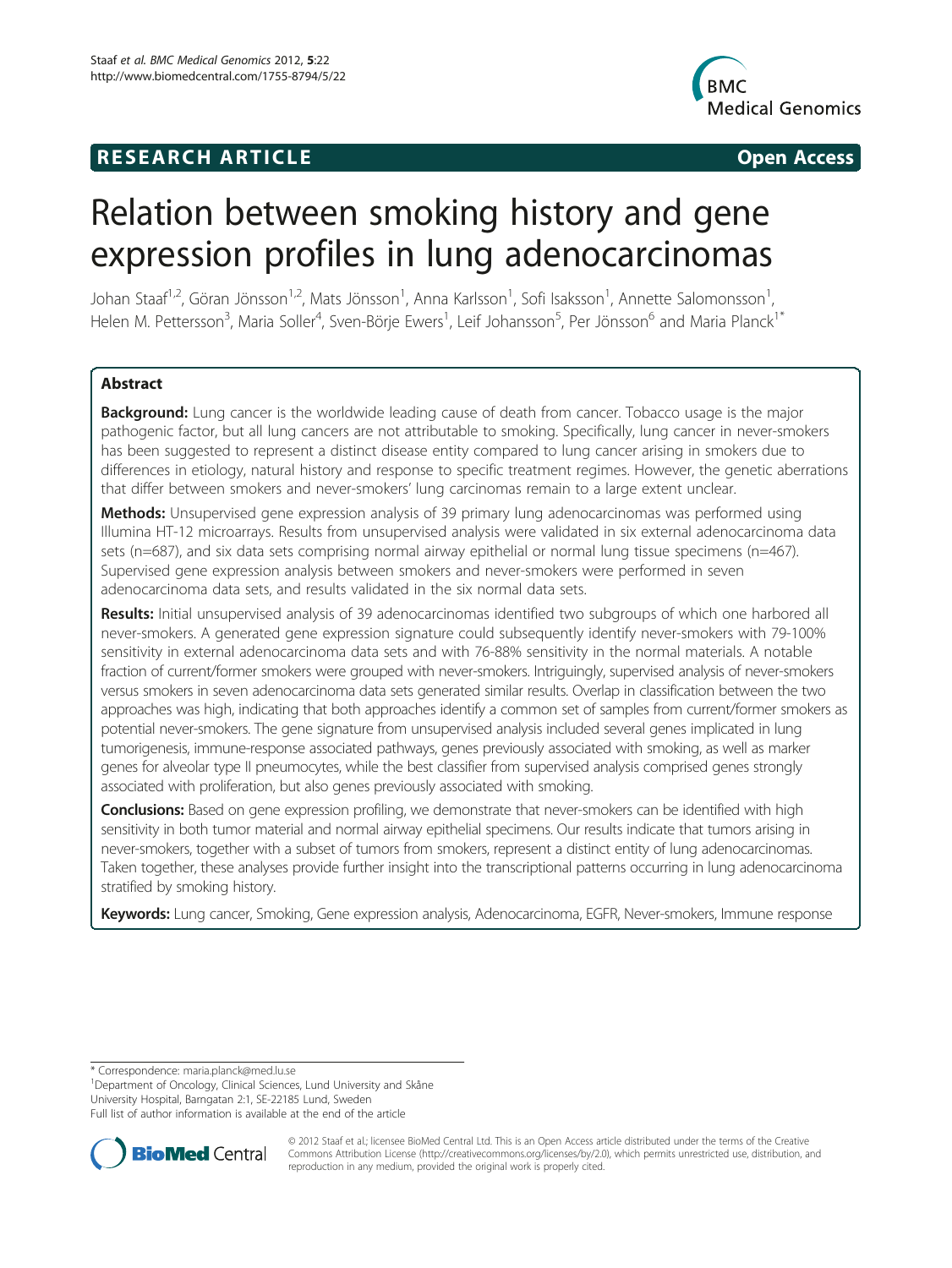**RESEARCH ARTICLE** **Open Access**

# Relation between smoking history and gene expression profiles in lung adenocarcinomas

Johan Staaf[1,2], Göran Jönsson[1,2], Mats Jönsson[1], Anna Karlsson[1], Sofi Isaksson[1], Annette Salomonsson[1], Helen M. Pettersson[3], Maria Soller[4], Sven-Börje Ewers[1], Leif Johansson[5], Per Jönsson[6] and Maria Planck[1*]

## Abstract

**Background:** Lung cancer is the worldwide leading cause of death from cancer. Tobacco usage is the major pathogenic factor, but all lung cancers are not attributable to smoking. Specifically, lung cancer in never-smokers has been suggested to represent a distinct disease entity compared to lung cancer arising in smokers due to differences in etiology, natural history and response to specific treatment regimes. However, the genetic aberrations that differ between smokers and never-smokers' lung carcinomas remain to a large extent unclear.

**Methods:** Unsupervised gene expression analysis of 39 primary lung adenocarcinomas was performed using Illumina HT-12 microarrays. Results from unsupervised analysis were validated in six external adenocarcinoma data sets (n=687), and six data sets comprising normal airway epithelial or normal lung tissue specimens (n=467). Supervised gene expression analysis between smokers and never-smokers were performed in seven adenocarcinoma data sets, and results validated in the six normal data sets.

**Results:** Initial unsupervised analysis of 39 adenocarcinomas identified two subgroups of which one harbored all never-smokers. A generated gene expression signature could subsequently identify never-smokers with 79-100% sensitivity in external adenocarcinoma data sets and with 76-88% sensitivity in the normal materials. A notable fraction of current/former smokers were grouped with never-smokers. Intriguingly, supervised analysis of never-smokers versus smokers in seven adenocarcinoma data sets generated similar results. Overlap in classification between the two approaches was high, indicating that both approaches identify a common set of samples from current/former smokers as potential never-smokers. The gene signature from unsupervised analysis included several genes implicated in lung tumorigenesis, immune-response associated pathways, genes previously associated with smoking, as well as marker genes for alveolar type II pneumocytes, while the best classifier from supervised analysis comprised genes strongly associated with proliferation, but also genes previously associated with smoking.

**Conclusions:** Based on gene expression profiling, we demonstrate that never-smokers can be identified with high sensitivity in both tumor material and normal airway epithelial specimens. Our results indicate that tumors arising in never-smokers, together with a subset of tumors from smokers, represent a distinct entity of lung adenocarcinomas. Taken together, these analyses provide further insight into the transcriptional patterns occurring in lung adenocarcinoma stratified by smoking history.

**Keywords:** Lung cancer, Smoking, Gene expression analysis, Adenocarcinoma, EGFR, Never-smokers, Immune response

\* Correspondence: maria.planck@med.lu.se
[1]Department of Oncology, Clinical Sciences, Lund University and Skåne University Hospital, Barngatan 2:1, SE-22185 Lund, Sweden
Full list of author information is available at the end of the article

© 2012 Staaf et al.; licensee BioMed Central Ltd. This is an Open Access article distributed under the terms of the Creative Commons Attribution License (http://creativecommons.org/licenses/by/2.0), which permits unrestricted use, distribution, and reproduction in any medium, provided the original work is properly cited.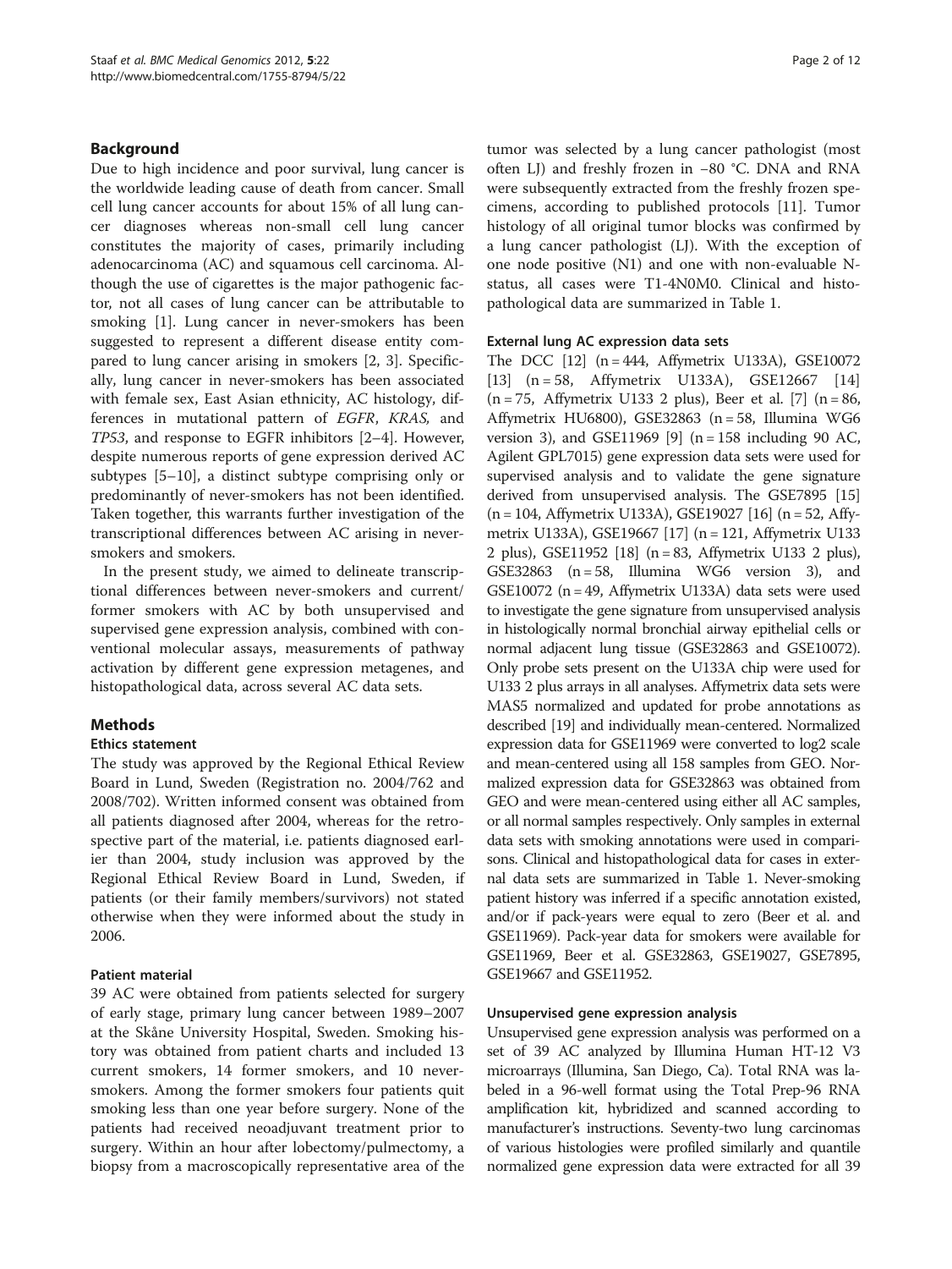## Background

Due to high incidence and poor survival, lung cancer is the worldwide leading cause of death from cancer. Small cell lung cancer accounts for about 15% of all lung cancer diagnoses whereas non-small cell lung cancer constitutes the majority of cases, primarily including adenocarcinoma (AC) and squamous cell carcinoma. Although the use of cigarettes is the major pathogenic factor, not all cases of lung cancer can be attributable to smoking [1]. Lung cancer in never-smokers has been suggested to represent a different disease entity compared to lung cancer arising in smokers [2, 3]. Specifically, lung cancer in never-smokers has been associated with female sex, East Asian ethnicity, AC histology, differences in mutational pattern of *EGFR*, *KRAS,* and *TP53*, and response to EGFR inhibitors [2–4]. However, despite numerous reports of gene expression derived AC subtypes [5–10], a distinct subtype comprising only or predominantly of never-smokers has not been identified. Taken together, this warrants further investigation of the transcriptional differences between AC arising in never-smokers and smokers.

In the present study, we aimed to delineate transcriptional differences between never-smokers and current/former smokers with AC by both unsupervised and supervised gene expression analysis, combined with conventional molecular assays, measurements of pathway activation by different gene expression metagenes, and histopathological data, across several AC data sets.

## Methods

### Ethics statement

The study was approved by the Regional Ethical Review Board in Lund, Sweden (Registration no. 2004/762 and 2008/702). Written informed consent was obtained from all patients diagnosed after 2004, whereas for the retrospective part of the material, i.e. patients diagnosed earlier than 2004, study inclusion was approved by the Regional Ethical Review Board in Lund, Sweden, if patients (or their family members/survivors) not stated otherwise when they were informed about the study in 2006.

### Patient material

39 AC were obtained from patients selected for surgery of early stage, primary lung cancer between 1989–2007 at the Skåne University Hospital, Sweden. Smoking history was obtained from patient charts and included 13 current smokers, 14 former smokers, and 10 never-smokers. Among the former smokers four patients quit smoking less than one year before surgery. None of the patients had received neoadjuvant treatment prior to surgery. Within an hour after lobectomy/pulmectomy, a biopsy from a macroscopically representative area of the tumor was selected by a lung cancer pathologist (most often LJ) and freshly frozen in −80 °C. DNA and RNA were subsequently extracted from the freshly frozen specimens, according to published protocols [11]. Tumor histology of all original tumor blocks was confirmed by a lung cancer pathologist (LJ). With the exception of one node positive (N1) and one with non-evaluable N-status, all cases were T1-4N0M0. Clinical and histopathological data are summarized in Table 1.

### External lung AC expression data sets

The DCC [12] (n = 444, Affymetrix U133A), GSE10072 [13] (n = 58, Affymetrix U133A), GSE12667 [14] (n = 75, Affymetrix U133 2 plus), Beer et al. [7] (n = 86, Affymetrix HU6800), GSE32863 (n = 58, Illumina WG6 version 3), and GSE11969 [9] (n = 158 including 90 AC, Agilent GPL7015) gene expression data sets were used for supervised analysis and to validate the gene signature derived from unsupervised analysis. The GSE7895 [15] (n = 104, Affymetrix U133A), GSE19027 [16] (n = 52, Affymetrix U133A), GSE19667 [17] (n = 121, Affymetrix U133 2 plus), GSE11952 [18] (n = 83, Affymetrix U133 2 plus), GSE32863 (n = 58, Illumina WG6 version 3), and GSE10072 (n = 49, Affymetrix U133A) data sets were used to investigate the gene signature from unsupervised analysis in histologically normal bronchial airway epithelial cells or normal adjacent lung tissue (GSE32863 and GSE10072). Only probe sets present on the U133A chip were used for U133 2 plus arrays in all analyses. Affymetrix data sets were MAS5 normalized and updated for probe annotations as described [19] and individually mean-centered. Normalized expression data for GSE11969 were converted to log2 scale and mean-centered using all 158 samples from GEO. Normalized expression data for GSE32863 was obtained from GEO and were mean-centered using either all AC samples, or all normal samples respectively. Only samples in external data sets with smoking annotations were used in comparisons. Clinical and histopathological data for cases in external data sets are summarized in Table 1. Never-smoking patient history was inferred if a specific annotation existed, and/or if pack-years were equal to zero (Beer et al. and GSE11969). Pack-year data for smokers were available for GSE11969, Beer et al. GSE32863, GSE19027, GSE7895, GSE19667 and GSE11952.

### Unsupervised gene expression analysis

Unsupervised gene expression analysis was performed on a set of 39 AC analyzed by Illumina Human HT-12 V3 microarrays (Illumina, San Diego, Ca). Total RNA was labeled in a 96-well format using the Total Prep-96 RNA amplification kit, hybridized and scanned according to manufacturer's instructions. Seventy-two lung carcinomas of various histologies were profiled similarly and quantile normalized gene expression data were extracted for all 39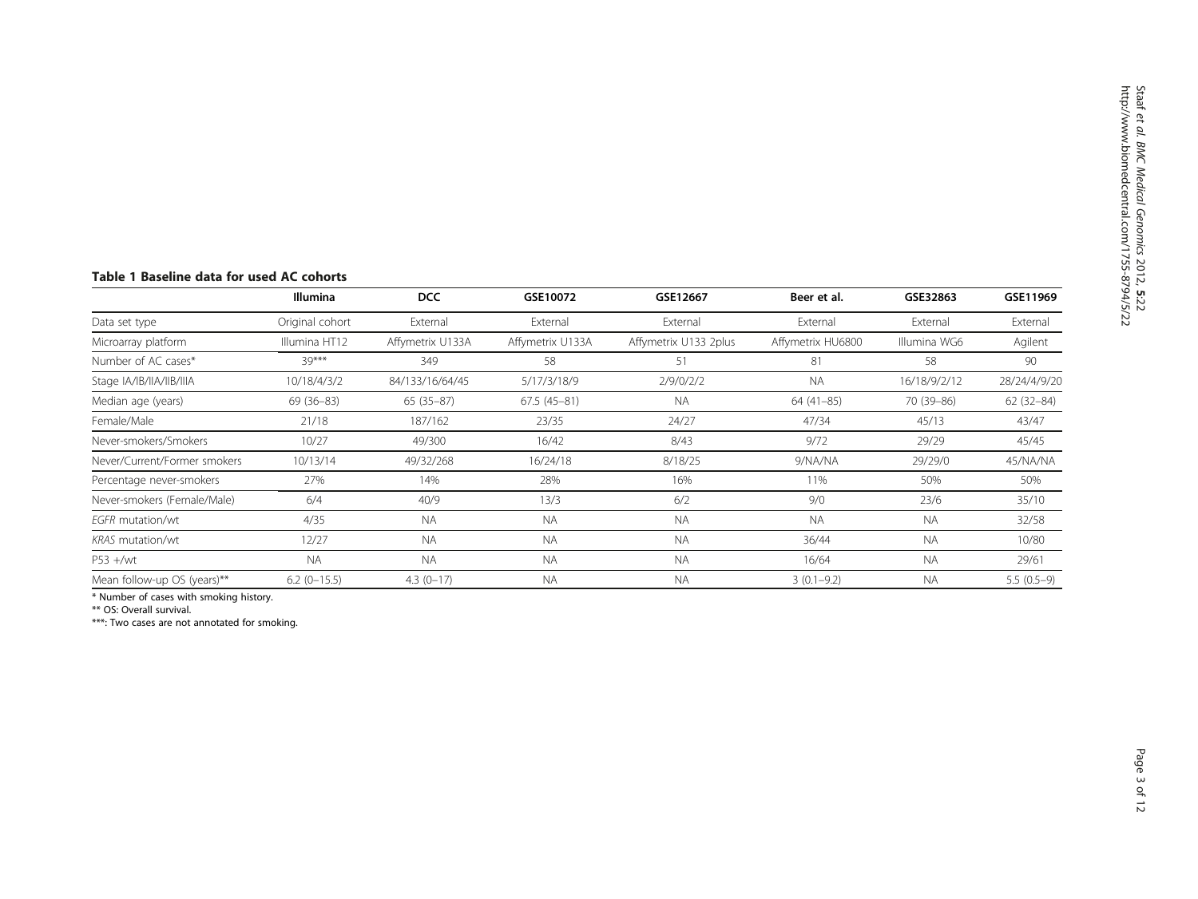**Table 1 Baseline data for used AC cohorts**

| | Illumina | DCC | GSE10072 | GSE12667 | Beer et al. | GSE32863 | GSE11969 |
|---|---|---|---|---|---|---|---|
| Data set type | Original cohort | External | External | External | External | External | External |
| Microarray platform | Illumina HT12 | Affymetrix U133A | Affymetrix U133A | Affymetrix U133 2plus | Affymetrix HU6800 | Illumina WG6 | Agilent |
| Number of AC cases* | 39*** | 349 | 58 | 51 | 81 | 58 | 90 |
| Stage IA/IB/IIA/IIB/IIIA | 10/18/4/3/2 | 84/133/16/64/45 | 5/17/3/18/9 | 2/9/0/2/2 | NA | 16/18/9/2/12 | 28/24/4/9/20 |
| Median age (years) | 69 (36–83) | 65 (35–87) | 67.5 (45–81) | NA | 64 (41–85) | 70 (39–86) | 62 (32–84) |
| Female/Male | 21/18 | 187/162 | 23/35 | 24/27 | 47/34 | 45/13 | 43/47 |
| Never-smokers/Smokers | 10/27 | 49/300 | 16/42 | 8/43 | 9/72 | 29/29 | 45/45 |
| Never/Current/Former smokers | 10/13/14 | 49/32/268 | 16/24/18 | 8/18/25 | 9/NA/NA | 29/29/0 | 45/NA/NA |
| Percentage never-smokers | 27% | 14% | 28% | 16% | 11% | 50% | 50% |
| Never-smokers (Female/Male) | 6/4 | 40/9 | 13/3 | 6/2 | 9/0 | 23/6 | 35/10 |
| *EGFR* mutation/wt | 4/35 | NA | NA | NA | NA | NA | 32/58 |
| *KRAS* mutation/wt | 12/27 | NA | NA | NA | 36/44 | NA | 10/80 |
| P53 +/wt | NA | NA | NA | NA | 16/64 | NA | 29/61 |
| Mean follow-up OS (years)** | 6.2 (0–15.5) | 4.3 (0–17) | NA | NA | 3 (0.1–9.2) | NA | 5.5 (0.5–9) |

* Number of cases with smoking history.
** OS: Overall survival.
***: Two cases are not annotated for smoking.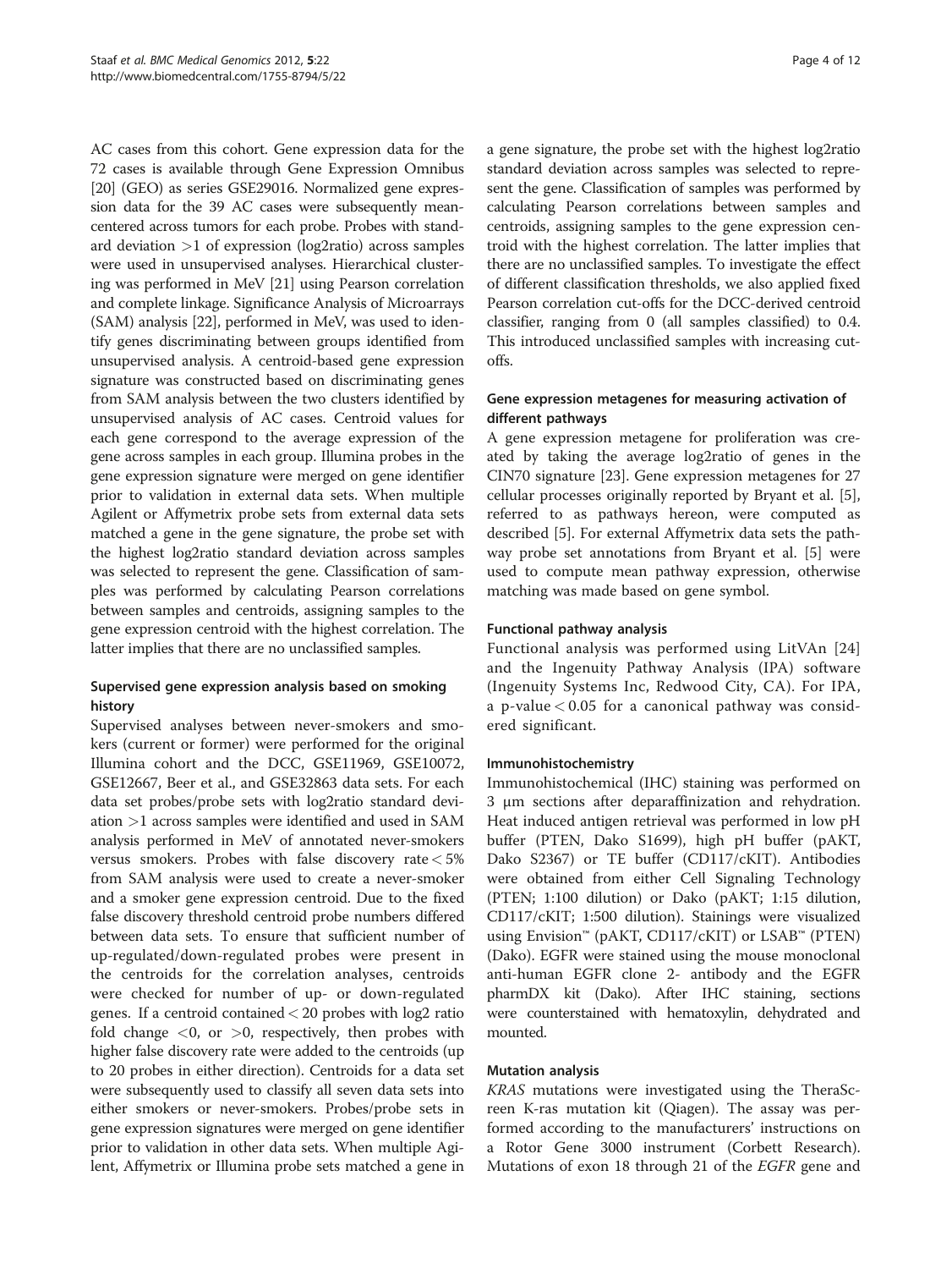AC cases from this cohort. Gene expression data for the 72 cases is available through Gene Expression Omnibus [20] (GEO) as series GSE29016. Normalized gene expression data for the 39 AC cases were subsequently mean-centered across tumors for each probe. Probes with standard deviation >1 of expression (log2ratio) across samples were used in unsupervised analyses. Hierarchical clustering was performed in MeV [21] using Pearson correlation and complete linkage. Significance Analysis of Microarrays (SAM) analysis [22], performed in MeV, was used to identify genes discriminating between groups identified from unsupervised analysis. A centroid-based gene expression signature was constructed based on discriminating genes from SAM analysis between the two clusters identified by unsupervised analysis of AC cases. Centroid values for each gene correspond to the average expression of the gene across samples in each group. Illumina probes in the gene expression signature were merged on gene identifier prior to validation in external data sets. When multiple Agilent or Affymetrix probe sets from external data sets matched a gene in the gene signature, the probe set with the highest log2ratio standard deviation across samples was selected to represent the gene. Classification of samples was performed by calculating Pearson correlations between samples and centroids, assigning samples to the gene expression centroid with the highest correlation. The latter implies that there are no unclassified samples.

## Supervised gene expression analysis based on smoking history

Supervised analyses between never-smokers and smokers (current or former) were performed for the original Illumina cohort and the DCC, GSE11969, GSE10072, GSE12667, Beer et al., and GSE32863 data sets. For each data set probes/probe sets with log2ratio standard deviation >1 across samples were identified and used in SAM analysis performed in MeV of annotated never-smokers versus smokers. Probes with false discovery rate < 5% from SAM analysis were used to create a never-smoker and a smoker gene expression centroid. Due to the fixed false discovery threshold centroid probe numbers differed between data sets. To ensure that sufficient number of up-regulated/down-regulated probes were present in the centroids for the correlation analyses, centroids were checked for number of up- or down-regulated genes. If a centroid contained < 20 probes with log2 ratio fold change <0, or >0, respectively, then probes with higher false discovery rate were added to the centroids (up to 20 probes in either direction). Centroids for a data set were subsequently used to classify all seven data sets into either smokers or never-smokers. Probes/probe sets in gene expression signatures were merged on gene identifier prior to validation in other data sets. When multiple Agilent, Affymetrix or Illumina probe sets matched a gene in a gene signature, the probe set with the highest log2ratio standard deviation across samples was selected to represent the gene. Classification of samples was performed by calculating Pearson correlations between samples and centroids, assigning samples to the gene expression centroid with the highest correlation. The latter implies that there are no unclassified samples. To investigate the effect of different classification thresholds, we also applied fixed Pearson correlation cut-offs for the DCC-derived centroid classifier, ranging from 0 (all samples classified) to 0.4. This introduced unclassified samples with increasing cut-offs.

## Gene expression metagenes for measuring activation of different pathways

A gene expression metagene for proliferation was created by taking the average log2ratio of genes in the CIN70 signature [23]. Gene expression metagenes for 27 cellular processes originally reported by Bryant et al. [5], referred to as pathways hereon, were computed as described [5]. For external Affymetrix data sets the pathway probe set annotations from Bryant et al. [5] were used to compute mean pathway expression, otherwise matching was made based on gene symbol.

## Functional pathway analysis

Functional analysis was performed using LitVAn [24] and the Ingenuity Pathway Analysis (IPA) software (Ingenuity Systems Inc, Redwood City, CA). For IPA, a p-value < 0.05 for a canonical pathway was considered significant.

## Immunohistochemistry

Immunohistochemical (IHC) staining was performed on 3 μm sections after deparaffinization and rehydration. Heat induced antigen retrieval was performed in low pH buffer (PTEN, Dako S1699), high pH buffer (pAKT, Dako S2367) or TE buffer (CD117/cKIT). Antibodies were obtained from either Cell Signaling Technology (PTEN; 1:100 dilution) or Dako (pAKT; 1:15 dilution, CD117/cKIT; 1:500 dilution). Stainings were visualized using Envision™ (pAKT, CD117/cKIT) or LSAB™ (PTEN) (Dako). EGFR were stained using the mouse monoclonal anti-human EGFR clone 2- antibody and the EGFR pharmDX kit (Dako). After IHC staining, sections were counterstained with hematoxylin, dehydrated and mounted.

## Mutation analysis

*KRAS* mutations were investigated using the TheraScreen K-ras mutation kit (Qiagen). The assay was performed according to the manufacturers' instructions on a Rotor Gene 3000 instrument (Corbett Research). Mutations of exon 18 through 21 of the *EGFR* gene and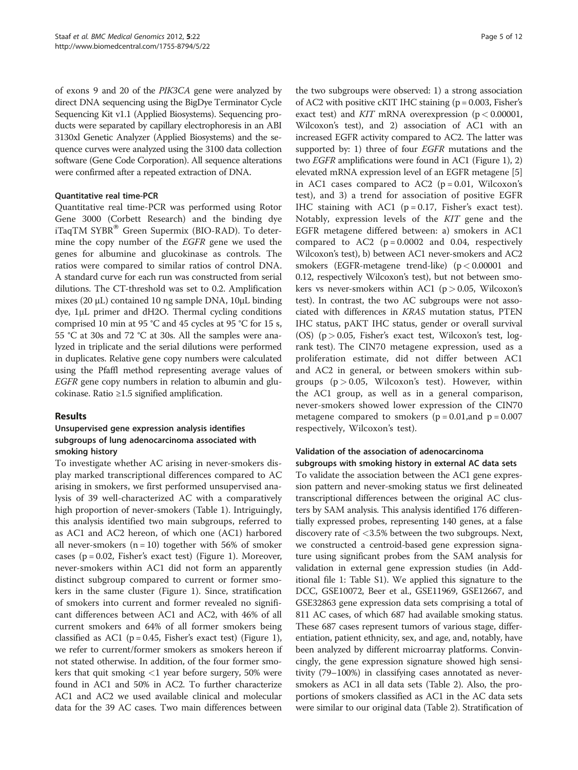of exons 9 and 20 of the *PIK3CA* gene were analyzed by direct DNA sequencing using the BigDye Terminator Cycle Sequencing Kit v1.1 (Applied Biosystems). Sequencing products were separated by capillary electrophoresis in an ABI 3130xl Genetic Analyzer (Applied Biosystems) and the sequence curves were analyzed using the 3100 data collection software (Gene Code Corporation). All sequence alterations were confirmed after a repeated extraction of DNA.

#### Quantitative real time-PCR

Quantitative real time-PCR was performed using Rotor Gene 3000 (Corbett Research) and the binding dye iTaqTM SYBR® Green Supermix (BIO-RAD). To determine the copy number of the *EGFR* gene we used the genes for albumine and glucokinase as controls. The ratios were compared to similar ratios of control DNA. A standard curve for each run was constructed from serial dilutions. The CT-threshold was set to 0.2. Amplification mixes (20 μL) contained 10 ng sample DNA, 10μL binding dye, 1μL primer and dH2O. Thermal cycling conditions comprised 10 min at 95 °C and 45 cycles at 95 °C for 15 s, 55 °C at 30s and 72 °C at 30s. All the samples were analyzed in triplicate and the serial dilutions were performed in duplicates. Relative gene copy numbers were calculated using the Pfaffl method representing average values of *EGFR* gene copy numbers in relation to albumin and glucokinase. Ratio ≥1.5 signified amplification.

## Results

#### Unsupervised gene expression analysis identifies subgroups of lung adenocarcinoma associated with smoking history

To investigate whether AC arising in never-smokers display marked transcriptional differences compared to AC arising in smokers, we first performed unsupervised analysis of 39 well-characterized AC with a comparatively high proportion of never-smokers (Table 1). Intriguingly, this analysis identified two main subgroups, referred to as AC1 and AC2 hereon, of which one (AC1) harbored all never-smokers ($n = 10$) together with 56% of smoker cases ($p = 0.02$, Fisher's exact test) (Figure 1). Moreover, never-smokers within AC1 did not form an apparently distinct subgroup compared to current or former smokers in the same cluster (Figure 1). Since, stratification of smokers into current and former revealed no significant differences between AC1 and AC2, with 46% of all current smokers and 64% of all former smokers being classified as AC1 ($p = 0.45$, Fisher's exact test) (Figure 1), we refer to current/former smokers as smokers hereon if not stated otherwise. In addition, of the four former smokers that quit smoking <1 year before surgery, 50% were found in AC1 and 50% in AC2. To further characterize AC1 and AC2 we used available clinical and molecular data for the 39 AC cases. Two main differences between the two subgroups were observed: 1) a strong association of AC2 with positive cKIT IHC staining ($p = 0.003$, Fisher's exact test) and *KIT* mRNA overexpression ($p < 0.00001$, Wilcoxon's test), and 2) association of AC1 with an increased EGFR activity compared to AC2. The latter was supported by: 1) three of four *EGFR* mutations and the two *EGFR* amplifications were found in AC1 (Figure 1), 2) elevated mRNA expression level of an EGFR metagene [5] in AC1 cases compared to AC2 ($p = 0.01$, Wilcoxon's test), and 3) a trend for association of positive EGFR IHC staining with AC1 ($p = 0.17$, Fisher's exact test). Notably, expression levels of the *KIT* gene and the EGFR metagene differed between: a) smokers in AC1 compared to AC2 ($p = 0.0002$ and 0.04, respectively Wilcoxon's test), b) between AC1 never-smokers and AC2 smokers (EGFR-metagene trend-like) ($p < 0.00001$ and 0.12, respectively Wilcoxon's test), but not between smokers vs never-smokers within AC1 ($p > 0.05$, Wilcoxon's test). In contrast, the two AC subgroups were not associated with differences in *KRAS* mutation status, PTEN IHC status, pAKT IHC status, gender or overall survival (OS) ($p > 0.05$, Fisher's exact test, Wilcoxon's test, log-rank test). The CIN70 metagene expression, used as a proliferation estimate, did not differ between AC1 and AC2 in general, or between smokers within subgroups ($p > 0.05$, Wilcoxon's test). However, within the AC1 group, as well as in a general comparison, never-smokers showed lower expression of the CIN70 metagene compared to smokers ($p = 0.01$,and $p = 0.007$ respectively, Wilcoxon's test).

#### Validation of the association of adenocarcinoma subgroups with smoking history in external AC data sets

To validate the association between the AC1 gene expression pattern and never-smoking status we first delineated transcriptional differences between the original AC clusters by SAM analysis. This analysis identified 176 differentially expressed probes, representing 140 genes, at a false discovery rate of <3.5% between the two subgroups. Next, we constructed a centroid-based gene expression signature using significant probes from the SAM analysis for validation in external gene expression studies (in Additional file 1: Table S1). We applied this signature to the DCC, GSE10072, Beer et al., GSE11969, GSE12667, and GSE32863 gene expression data sets comprising a total of 811 AC cases, of which 687 had available smoking status. These 687 cases represent tumors of various stage, differentiation, patient ethnicity, sex, and age, and, notably, have been analyzed by different microarray platforms. Convincingly, the gene expression signature showed high sensitivity (79–100%) in classifying cases annotated as never-smokers as AC1 in all data sets (Table 2). Also, the proportions of smokers classified as AC1 in the AC data sets were similar to our original data (Table 2). Stratification of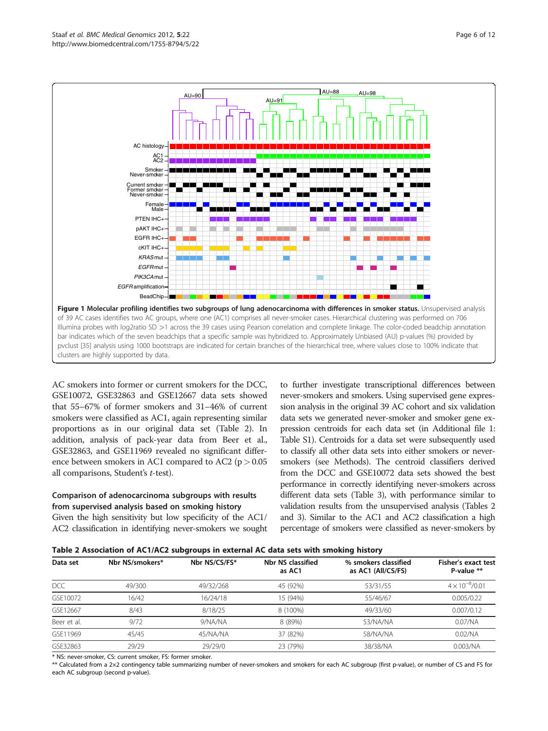**Figure 1 Molecular profiling identifies two subgroups of lung adenocarcinoma with differences in smoker status.** Unsupervised analysis of 39 AC cases identifies two AC groups, where one (AC1) comprises all never-smoker cases. Hierarchical clustering was performed on 706 Illumina probes with log2ratio SD >1 across the 39 cases using Pearson correlation and complete linkage. The color-coded beadchip annotation bar indicates which of the seven beadchips that a specific sample was hybridized to. Approximately Unbiased (AU) p-values (%) provided by pvclust [35] analysis using 1000 bootstraps are indicated for certain branches of the hierarchical tree, where values close to 100% indicate that clusters are highly supported by data.

AC smokers into former or current smokers for the DCC, GSE10072, GSE32863 and GSE12667 data sets showed that 55–67% of former smokers and 31–46% of current smokers were classified as AC1, again representing similar proportions as in our original data set (Table 2). In addition, analysis of pack-year data from Beer et al., GSE32863, and GSE11969 revealed no significant difference between smokers in AC1 compared to AC2 ($p > 0.05$ all comparisons, Student's *t*-test).

### Comparison of adenocarcinoma subgroups with results from supervised analysis based on smoking history

Given the high sensitivity but low specificity of the AC1/AC2 classification in identifying never-smokers we sought to further investigate transcriptional differences between never-smokers and smokers. Using supervised gene expression analysis in the original 39 AC cohort and six validation data sets we generated never-smoker and smoker gene expression centroids for each data set (in Additional file 1: Table S1). Centroids for a data set were subsequently used to classify all other data sets into either smokers or never-smokers (see Methods). The centroid classifiers derived from the DCC and GSE10072 data sets showed the best performance in correctly identifying never-smokers across different data sets (Table 3), with performance similar to validation results from the unsupervised analysis (Tables 2 and 3). Similar to the AC1 and AC2 classification a high percentage of smokers were classified as never-smokers by

**Table 2 Association of AC1/AC2 subgroups in external AC data sets with smoking history**

| Data set | Nbr NS/smokers* | Nbr NS/CS/FS* | Nbr NS classified as AC1 | % smokers classified as AC1 (All/CS/FS) | Fisher's exact test P-value ** |
|---|---|---|---|---|---|
| DCC | 49/300 | 49/32/268 | 45 (92%) | 53/31/55 | $4 \times 10^{-8}$/0.01 |
| GSE10072 | 16/42 | 16/24/18 | 15 (94%) | 55/46/67 | 0.005/0.22 |
| GSE12667 | 8/43 | 8/18/25 | 8 (100%) | 49/33/60 | 0.007/0.12 |
| Beer et al. | 9/72 | 9/NA/NA | 8 (89%) | 53/NA/NA | 0.07/NA |
| GSE11969 | 45/45 | 45/NA/NA | 37 (82%) | 58/NA/NA | 0.02/NA |
| GSE32863 | 29/29 | 29/29/0 | 23 (79%) | 38/38/NA | 0.003/NA |

\* NS: never-smoker, CS: current smoker, FS: former smoker.

** Calculated from a 2×2 contingency table summarizing number of never-smokers and smokers for each AC subgroup (first p-value), or number of CS and FS for each AC subgroup (second p-value).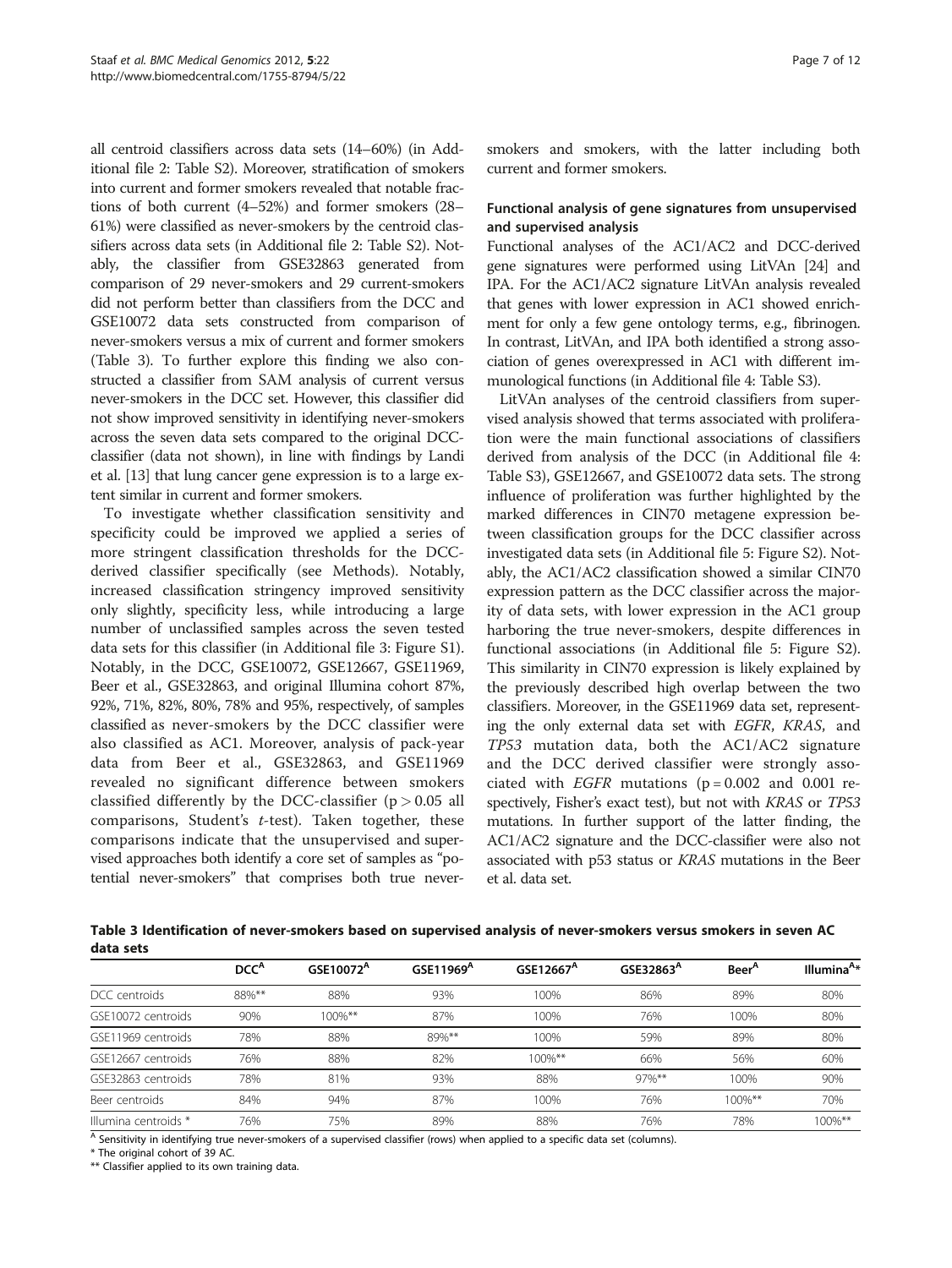all centroid classifiers across data sets (14–60%) (in Additional file 2: Table S2). Moreover, stratification of smokers into current and former smokers revealed that notable fractions of both current (4–52%) and former smokers (28–61%) were classified as never-smokers by the centroid classifiers across data sets (in Additional file 2: Table S2). Notably, the classifier from GSE32863 generated from comparison of 29 never-smokers and 29 current-smokers did not perform better than classifiers from the DCC and GSE10072 data sets constructed from comparison of never-smokers versus a mix of current and former smokers (Table 3). To further explore this finding we also constructed a classifier from SAM analysis of current versus never-smokers in the DCC set. However, this classifier did not show improved sensitivity in identifying never-smokers across the seven data sets compared to the original DCC-classifier (data not shown), in line with findings by Landi et al. [13] that lung cancer gene expression is to a large extent similar in current and former smokers.

To investigate whether classification sensitivity and specificity could be improved we applied a series of more stringent classification thresholds for the DCC-derived classifier specifically (see Methods). Notably, increased classification stringency improved sensitivity only slightly, specificity less, while introducing a large number of unclassified samples across the seven tested data sets for this classifier (in Additional file 3: Figure S1). Notably, in the DCC, GSE10072, GSE12667, GSE11969, Beer et al., GSE32863, and original Illumina cohort 87%, 92%, 71%, 82%, 80%, 78% and 95%, respectively, of samples classified as never-smokers by the DCC classifier were also classified as AC1. Moreover, analysis of pack-year data from Beer et al., GSE32863, and GSE11969 revealed no significant difference between smokers classified differently by the DCC-classifier ($p > 0.05$ all comparisons, Student's *t*-test). Taken together, these comparisons indicate that the unsupervised and supervised approaches both identify a core set of samples as "potential never-smokers" that comprises both true never-smokers and smokers, with the latter including both current and former smokers.

### Functional analysis of gene signatures from unsupervised and supervised analysis

Functional analyses of the AC1/AC2 and DCC-derived gene signatures were performed using LitVAn [24] and IPA. For the AC1/AC2 signature LitVAn analysis revealed that genes with lower expression in AC1 showed enrichment for only a few gene ontology terms, e.g., fibrinogen. In contrast, LitVAn, and IPA both identified a strong association of genes overexpressed in AC1 with different immunological functions (in Additional file 4: Table S3).

LitVAn analyses of the centroid classifiers from supervised analysis showed that terms associated with proliferation were the main functional associations of classifiers derived from analysis of the DCC (in Additional file 4: Table S3), GSE12667, and GSE10072 data sets. The strong influence of proliferation was further highlighted by the marked differences in CIN70 metagene expression between classification groups for the DCC classifier across investigated data sets (in Additional file 5: Figure S2). Notably, the AC1/AC2 classification showed a similar CIN70 expression pattern as the DCC classifier across the majority of data sets, with lower expression in the AC1 group harboring the true never-smokers, despite differences in functional associations (in Additional file 5: Figure S2). This similarity in CIN70 expression is likely explained by the previously described high overlap between the two classifiers. Moreover, in the GSE11969 data set, representing the only external data set with *EGFR*, *KRAS*, and *TP53* mutation data, both the AC1/AC2 signature and the DCC derived classifier were strongly associated with *EGFR* mutations ($p = 0.002$ and 0.001 respectively, Fisher's exact test), but not with *KRAS* or *TP53* mutations. In further support of the latter finding, the AC1/AC2 signature and the DCC-classifier were also not associated with p53 status or *KRAS* mutations in the Beer et al. data set.

**Table 3 Identification of never-smokers based on supervised analysis of never-smokers versus smokers in seven AC data sets**

| | DCC[A] | GSE10072[A] | GSE11969[A] | GSE12667[A] | GSE32863[A] | Beer[A] | Illumina[A]* |
|---|---|---|---|---|---|---|---|
| DCC centroids | 88%** | 88% | 93% | 100% | 86% | 89% | 80% |
| GSE10072 centroids | 90% | 100%** | 87% | 100% | 76% | 100% | 80% |
| GSE11969 centroids | 78% | 88% | 89%** | 100% | 59% | 89% | 80% |
| GSE12667 centroids | 76% | 88% | 82% | 100%** | 66% | 56% | 60% |
| GSE32863 centroids | 78% | 81% | 93% | 88% | 97%** | 100% | 90% |
| Beer centroids | 84% | 94% | 87% | 100% | 76% | 100%** | 70% |
| Illumina centroids * | 76% | 75% | 89% | 88% | 76% | 78% | 100%** |

[A] Sensitivity in identifying true never-smokers of a supervised classifier (rows) when applied to a specific data set (columns).
* The original cohort of 39 AC.
** Classifier applied to its own training data.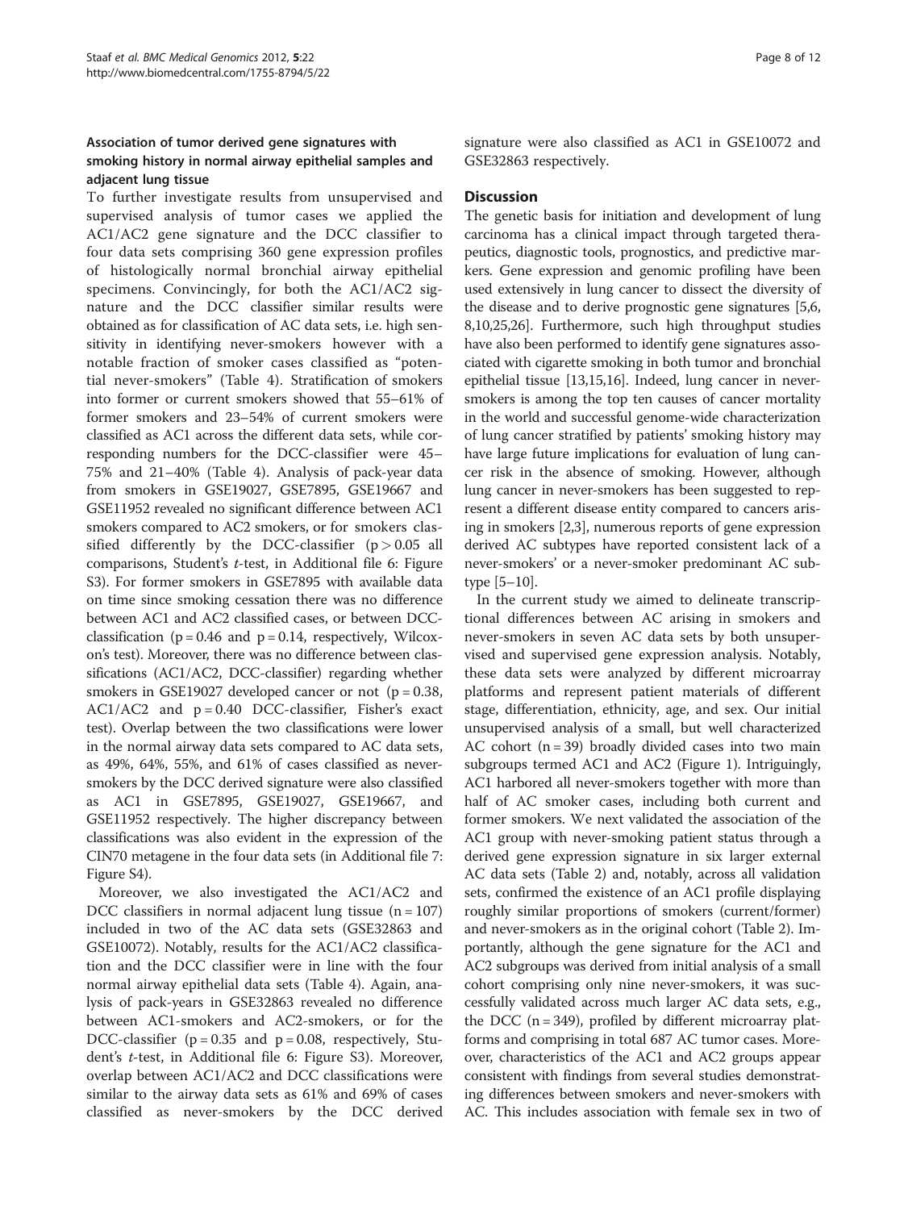### Association of tumor derived gene signatures with smoking history in normal airway epithelial samples and adjacent lung tissue

To further investigate results from unsupervised and supervised analysis of tumor cases we applied the AC1/AC2 gene signature and the DCC classifier to four data sets comprising 360 gene expression profiles of histologically normal bronchial airway epithelial specimens. Convincingly, for both the AC1/AC2 signature and the DCC classifier similar results were obtained as for classification of AC data sets, i.e. high sensitivity in identifying never-smokers however with a notable fraction of smoker cases classified as "potential never-smokers" (Table 4). Stratification of smokers into former or current smokers showed that 55–61% of former smokers and 23–54% of current smokers were classified as AC1 across the different data sets, while corresponding numbers for the DCC-classifier were 45–75% and 21–40% (Table 4). Analysis of pack-year data from smokers in GSE19027, GSE7895, GSE19667 and GSE11952 revealed no significant difference between AC1 smokers compared to AC2 smokers, or for smokers classified differently by the DCC-classifier ($p > 0.05$ all comparisons, Student's *t*-test, in Additional file 6: Figure S3). For former smokers in GSE7895 with available data on time since smoking cessation there was no difference between AC1 and AC2 classified cases, or between DCC-classification ($p = 0.46$ and $p = 0.14$, respectively, Wilcoxon's test). Moreover, there was no difference between classifications (AC1/AC2, DCC-classifier) regarding whether smokers in GSE19027 developed cancer or not ($p = 0.38$, AC1/AC2 and $p = 0.40$ DCC-classifier, Fisher's exact test). Overlap between the two classifications were lower in the normal airway data sets compared to AC data sets, as 49%, 64%, 55%, and 61% of cases classified as never-smokers by the DCC derived signature were also classified as AC1 in GSE7895, GSE19027, GSE19667, and GSE11952 respectively. The higher discrepancy between classifications was also evident in the expression of the CIN70 metagene in the four data sets (in Additional file 7: Figure S4).

Moreover, we also investigated the AC1/AC2 and DCC classifiers in normal adjacent lung tissue ($n = 107$) included in two of the AC data sets (GSE32863 and GSE10072). Notably, results for the AC1/AC2 classification and the DCC classifier were in line with the four normal airway epithelial data sets (Table 4). Again, analysis of pack-years in GSE32863 revealed no difference between AC1-smokers and AC2-smokers, or for the DCC-classifier ($p = 0.35$ and $p = 0.08$, respectively, Student's *t*-test, in Additional file 6: Figure S3). Moreover, overlap between AC1/AC2 and DCC classifications were similar to the airway data sets as 61% and 69% of cases classified as never-smokers by the DCC derived signature were also classified as AC1 in GSE10072 and GSE32863 respectively.

## Discussion

The genetic basis for initiation and development of lung carcinoma has a clinical impact through targeted therapeutics, diagnostic tools, prognostics, and predictive markers. Gene expression and genomic profiling have been used extensively in lung cancer to dissect the diversity of the disease and to derive prognostic gene signatures [5,6,8,10,25,26]. Furthermore, such high throughput studies have also been performed to identify gene signatures associated with cigarette smoking in both tumor and bronchial epithelial tissue [13,15,16]. Indeed, lung cancer in never-smokers is among the top ten causes of cancer mortality in the world and successful genome-wide characterization of lung cancer stratified by patients' smoking history may have large future implications for evaluation of lung cancer risk in the absence of smoking. However, although lung cancer in never-smokers has been suggested to represent a different disease entity compared to cancers arising in smokers [2,3], numerous reports of gene expression derived AC subtypes have reported consistent lack of a never-smokers' or a never-smoker predominant AC subtype [5–10].

In the current study we aimed to delineate transcriptional differences between AC arising in smokers and never-smokers in seven AC data sets by both unsupervised and supervised gene expression analysis. Notably, these data sets were analyzed by different microarray platforms and represent patient materials of different stage, differentiation, ethnicity, age, and sex. Our initial unsupervised analysis of a small, but well characterized AC cohort ($n = 39$) broadly divided cases into two main subgroups termed AC1 and AC2 (Figure 1). Intriguingly, AC1 harbored all never-smokers together with more than half of AC smoker cases, including both current and former smokers. We next validated the association of the AC1 group with never-smoking patient status through a derived gene expression signature in six larger external AC data sets (Table 2) and, notably, across all validation sets, confirmed the existence of an AC1 profile displaying roughly similar proportions of smokers (current/former) and never-smokers as in the original cohort (Table 2). Importantly, although the gene signature for the AC1 and AC2 subgroups was derived from initial analysis of a small cohort comprising only nine never-smokers, it was successfully validated across much larger AC data sets, e.g., the DCC ($n = 349$), profiled by different microarray platforms and comprising in total 687 AC tumor cases. Moreover, characteristics of the AC1 and AC2 groups appear consistent with findings from several studies demonstrating differences between smokers and never-smokers with AC. This includes association with female sex in two of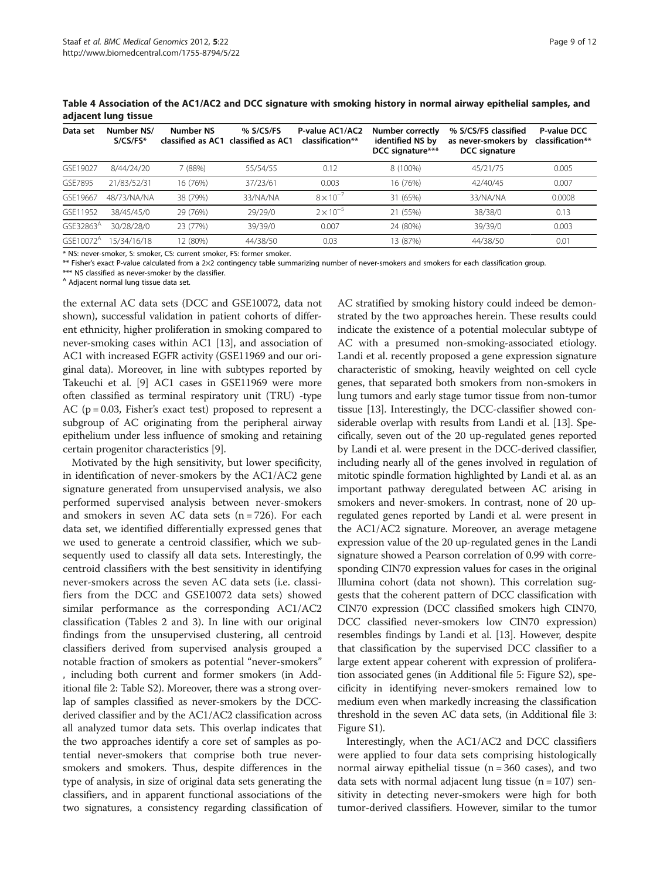**Table 4 Association of the AC1/AC2 and DCC signature with smoking history in normal airway epithelial samples, and adjacent lung tissue**

| Data set | Number NS/ S/CS/FS* | Number NS classified as AC1 | % S/CS/FS classified as AC1 | P-value AC1/AC2 classification** | Number correctly identified NS by DCC signature*** | % S/CS/FS classified as never-smokers by DCC signature | P-value DCC classification** |
|---|---|---|---|---|---|---|---|
| GSE19027 | 8/44/24/20 | 7 (88%) | 55/54/55 | 0.12 | 8 (100%) | 45/21/75 | 0.005 |
| GSE7895 | 21/83/52/31 | 16 (76%) | 37/23/61 | 0.003 | 16 (76%) | 42/40/45 | 0.007 |
| GSE19667 | 48/73/NA/NA | 38 (79%) | 33/NA/NA | $8 \times 10^{-7}$ | 31 (65%) | 33/NA/NA | 0.0008 |
| GSE11952 | 38/45/45/0 | 29 (76%) | 29/29/0 | $2 \times 10^{-5}$ | 21 (55%) | 38/38/0 | 0.13 |
| GSE32863[A] | 30/28/28/0 | 23 (77%) | 39/39/0 | 0.007 | 24 (80%) | 39/39/0 | 0.003 |
| GSE10072[A] | 15/34/16/18 | 12 (80%) | 44/38/50 | 0.03 | 13 (87%) | 44/38/50 | 0.01 |

\* NS: never-smoker, S: smoker, CS: current smoker, FS: former smoker.
\*\* Fisher's exact P-value calculated from a 2×2 contingency table summarizing number of never-smokers and smokers for each classification group.
\*\*\* NS classified as never-smoker by the classifier.
[A] Adjacent normal lung tissue data set.

the external AC data sets (DCC and GSE10072, data not shown), successful validation in patient cohorts of different ethnicity, higher proliferation in smoking compared to never-smoking cases within AC1 [13], and association of AC1 with increased EGFR activity (GSE11969 and our original data). Moreover, in line with subtypes reported by Takeuchi et al. [9] AC1 cases in GSE11969 were more often classified as terminal respiratory unit (TRU) -type AC (p = 0.03, Fisher's exact test) proposed to represent a subgroup of AC originating from the peripheral airway epithelium under less influence of smoking and retaining certain progenitor characteristics [9].

Motivated by the high sensitivity, but lower specificity, in identification of never-smokers by the AC1/AC2 gene signature generated from unsupervised analysis, we also performed supervised analysis between never-smokers and smokers in seven AC data sets (n = 726). For each data set, we identified differentially expressed genes that we used to generate a centroid classifier, which we subsequently used to classify all data sets. Interestingly, the centroid classifiers with the best sensitivity in identifying never-smokers across the seven AC data sets (i.e. classifiers from the DCC and GSE10072 data sets) showed similar performance as the corresponding AC1/AC2 classification (Tables 2 and 3). In line with our original findings from the unsupervised clustering, all centroid classifiers derived from supervised analysis grouped a notable fraction of smokers as potential "never-smokers" , including both current and former smokers (in Additional file 2: Table S2). Moreover, there was a strong overlap of samples classified as never-smokers by the DCC-derived classifier and by the AC1/AC2 classification across all analyzed tumor data sets. This overlap indicates that the two approaches identify a core set of samples as potential never-smokers that comprise both true never-smokers and smokers. Thus, despite differences in the type of analysis, in size of original data sets generating the classifiers, and in apparent functional associations of the two signatures, a consistency regarding classification of AC stratified by smoking history could indeed be demonstrated by the two approaches herein. These results could indicate the existence of a potential molecular subtype of AC with a presumed non-smoking-associated etiology. Landi et al. recently proposed a gene expression signature characteristic of smoking, heavily weighted on cell cycle genes, that separated both smokers from non-smokers in lung tumors and early stage tumor tissue from non-tumor tissue [13]. Interestingly, the DCC-classifier showed considerable overlap with results from Landi et al. [13]. Specifically, seven out of the 20 up-regulated genes reported by Landi et al. were present in the DCC-derived classifier, including nearly all of the genes involved in regulation of mitotic spindle formation highlighted by Landi et al. as an important pathway deregulated between AC arising in smokers and never-smokers. In contrast, none of 20 up-regulated genes reported by Landi et al. were present in the AC1/AC2 signature. Moreover, an average metagene expression value of the 20 up-regulated genes in the Landi signature showed a Pearson correlation of 0.99 with corresponding CIN70 expression values for cases in the original Illumina cohort (data not shown). This correlation suggests that the coherent pattern of DCC classification with CIN70 expression (DCC classified smokers high CIN70, DCC classified never-smokers low CIN70 expression) resembles findings by Landi et al. [13]. However, despite that classification by the supervised DCC classifier to a large extent appear coherent with expression of proliferation associated genes (in Additional file 5: Figure S2), specificity in identifying never-smokers remained low to medium even when markedly increasing the classification threshold in the seven AC data sets, (in Additional file 3: Figure S1).

Interestingly, when the AC1/AC2 and DCC classifiers were applied to four data sets comprising histologically normal airway epithelial tissue (n = 360 cases), and two data sets with normal adjacent lung tissue (n = 107) sensitivity in detecting never-smokers were high for both tumor-derived classifiers. However, similar to the tumor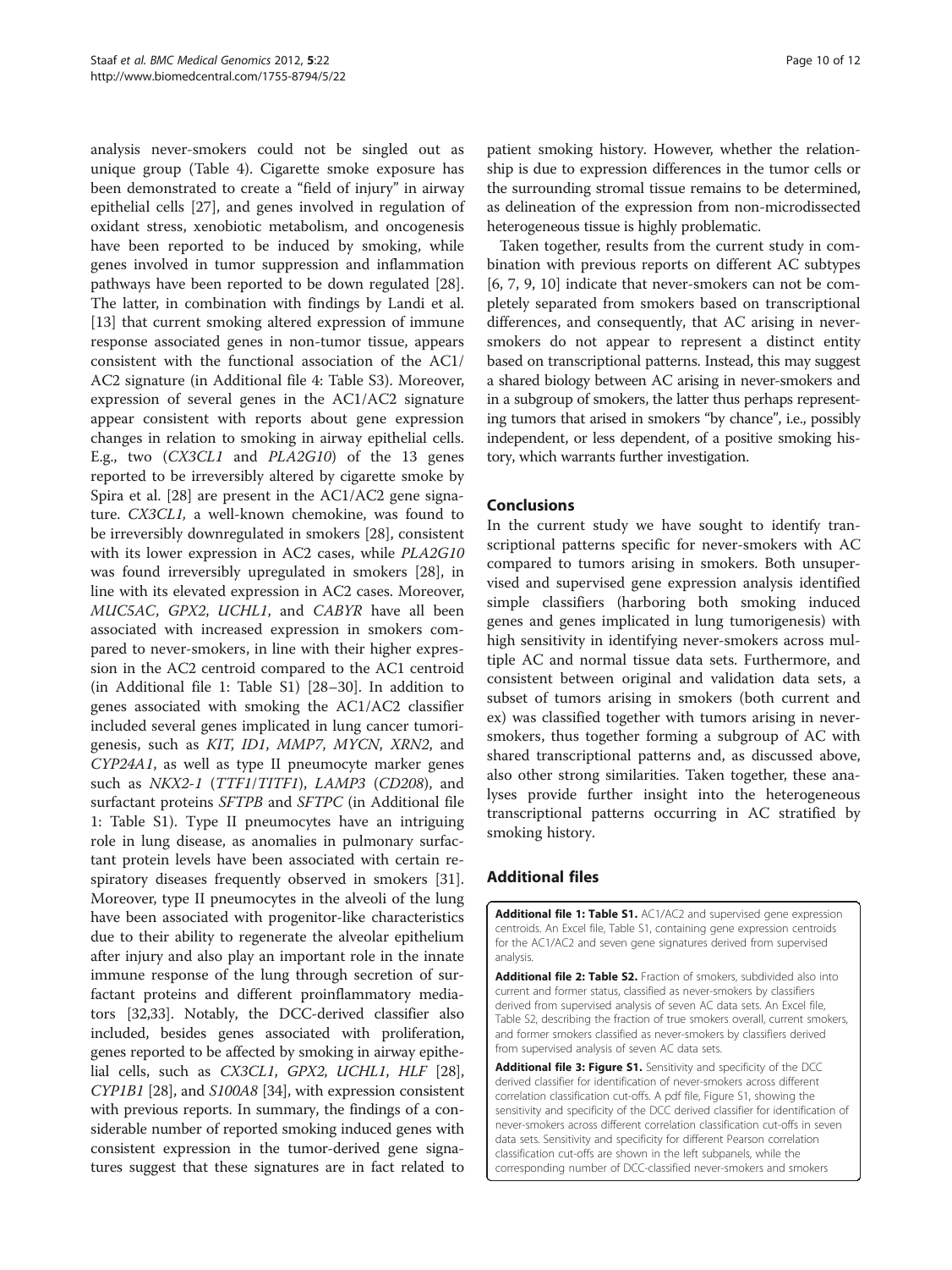analysis never-smokers could not be singled out as unique group (Table 4). Cigarette smoke exposure has been demonstrated to create a "field of injury" in airway epithelial cells [27], and genes involved in regulation of oxidant stress, xenobiotic metabolism, and oncogenesis have been reported to be induced by smoking, while genes involved in tumor suppression and inflammation pathways have been reported to be down regulated [28]. The latter, in combination with findings by Landi et al. [13] that current smoking altered expression of immune response associated genes in non-tumor tissue, appears consistent with the functional association of the AC1/AC2 signature (in Additional file 4: Table S3). Moreover, expression of several genes in the AC1/AC2 signature appear consistent with reports about gene expression changes in relation to smoking in airway epithelial cells. E.g., two (*CX3CL1* and *PLA2G10*) of the 13 genes reported to be irreversibly altered by cigarette smoke by Spira et al. [28] are present in the AC1/AC2 gene signature. *CX3CL1*, a well-known chemokine, was found to be irreversibly downregulated in smokers [28], consistent with its lower expression in AC2 cases, while *PLA2G10* was found irreversibly upregulated in smokers [28], in line with its elevated expression in AC2 cases. Moreover, *MUC5AC*, *GPX2*, *UCHL1*, and *CABYR* have all been associated with increased expression in smokers compared to never-smokers, in line with their higher expression in the AC2 centroid compared to the AC1 centroid (in Additional file 1: Table S1) [28–30]. In addition to genes associated with smoking the AC1/AC2 classifier included several genes implicated in lung cancer tumorigenesis, such as *KIT*, *ID1*, *MMP7*, *MYCN*, *XRN2*, and *CYP24A1*, as well as type II pneumocyte marker genes such as *NKX2-1* (*TTF1*/*TITF1*), *LAMP3* (*CD208*), and surfactant proteins *SFTPB* and *SFTPC* (in Additional file 1: Table S1). Type II pneumocytes have an intriguing role in lung disease, as anomalies in pulmonary surfactant protein levels have been associated with certain respiratory diseases frequently observed in smokers [31]. Moreover, type II pneumocytes in the alveoli of the lung have been associated with progenitor-like characteristics due to their ability to regenerate the alveolar epithelium after injury and also play an important role in the innate immune response of the lung through secretion of surfactant proteins and different proinflammatory mediators [32,33]. Notably, the DCC-derived classifier also included, besides genes associated with proliferation, genes reported to be affected by smoking in airway epithelial cells, such as *CX3CL1*, *GPX2*, *UCHL1*, *HLF* [28], *CYP1B1* [28], and *S100A8* [34], with expression consistent with previous reports. In summary, the findings of a considerable number of reported smoking induced genes with consistent expression in the tumor-derived gene signatures suggest that these signatures are in fact related to patient smoking history. However, whether the relationship is due to expression differences in the tumor cells or the surrounding stromal tissue remains to be determined, as delineation of the expression from non-microdissected heterogeneous tissue is highly problematic.

Taken together, results from the current study in combination with previous reports on different AC subtypes [6, 7, 9, 10] indicate that never-smokers can not be completely separated from smokers based on transcriptional differences, and consequently, that AC arising in never-smokers do not appear to represent a distinct entity based on transcriptional patterns. Instead, this may suggest a shared biology between AC arising in never-smokers and in a subgroup of smokers, the latter thus perhaps representing tumors that arised in smokers "by chance", i.e., possibly independent, or less dependent, of a positive smoking history, which warrants further investigation.

## Conclusions

In the current study we have sought to identify transcriptional patterns specific for never-smokers with AC compared to tumors arising in smokers. Both unsupervised and supervised gene expression analysis identified simple classifiers (harboring both smoking induced genes and genes implicated in lung tumorigenesis) with high sensitivity in identifying never-smokers across multiple AC and normal tissue data sets. Furthermore, and consistent between original and validation data sets, a subset of tumors arising in smokers (both current and ex) was classified together with tumors arising in never-smokers, thus together forming a subgroup of AC with shared transcriptional patterns and, as discussed above, also other strong similarities. Taken together, these analyses provide further insight into the heterogeneous transcriptional patterns occurring in AC stratified by smoking history.

## Additional files

**Additional file 1: Table S1.** AC1/AC2 and supervised gene expression centroids. An Excel file, Table S1, containing gene expression centroids for the AC1/AC2 and seven gene signatures derived from supervised analysis.

**Additional file 2: Table S2.** Fraction of smokers, subdivided also into current and former status, classified as never-smokers by classifiers derived from supervised analysis of seven AC data sets. An Excel file, Table S2, describing the fraction of true smokers overall, current smokers, and former smokers classified as never-smokers by classifiers derived from supervised analysis of seven AC data sets.

**Additional file 3: Figure S1.** Sensitivity and specificity of the DCC derived classifier for identification of never-smokers across different correlation classification cut-offs. A pdf file, Figure S1, showing the sensitivity and specificity of the DCC derived classifier for identification of never-smokers across different correlation classification cut-offs in seven data sets. Sensitivity and specificity for different Pearson correlation classification cut-offs are shown in the left subpanels, while the corresponding number of DCC-classified never-smokers and smokers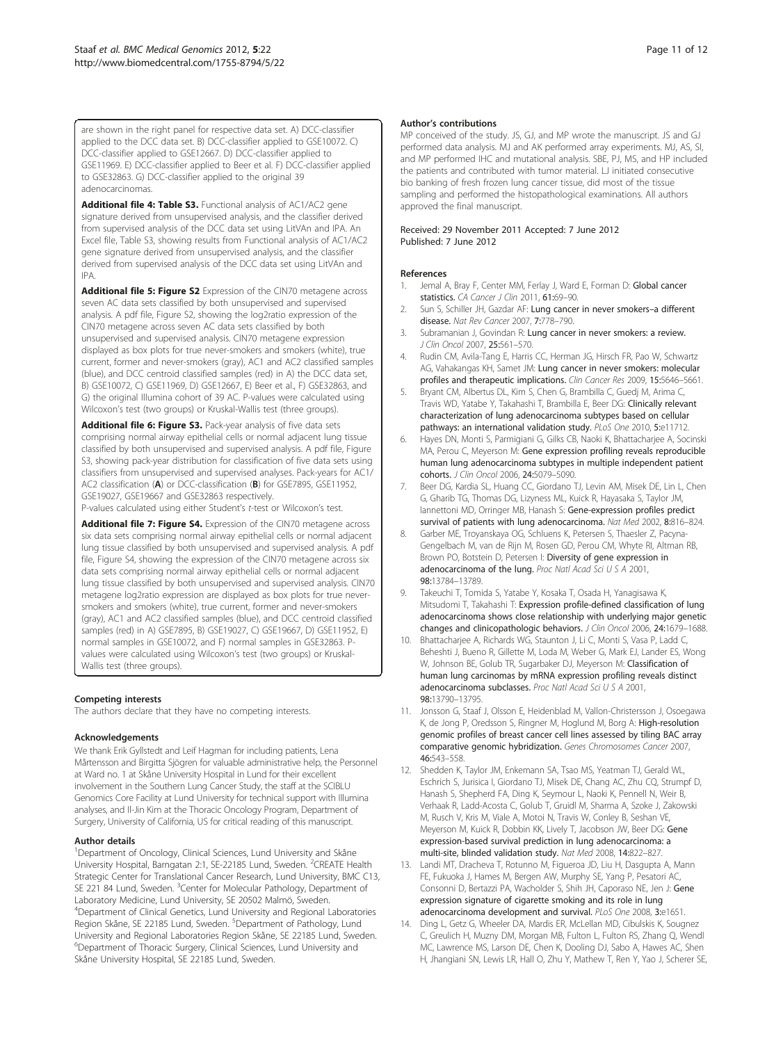are shown in the right panel for respective data set. A) DCC-classifier applied to the DCC data set. B) DCC-classifier applied to GSE10072. C) DCC-classifier applied to GSE12667. D) DCC-classifier applied to GSE11969. E) DCC-classifier applied to Beer et al. F) DCC-classifier applied to GSE32863. G) DCC-classifier applied to the original 39 adenocarcinomas.

**Additional file 4: Table S3.** Functional analysis of AC1/AC2 gene signature derived from unsupervised analysis, and the classifier derived from supervised analysis of the DCC data set using LitVAn and IPA. An Excel file, Table S3, showing results from Functional analysis of AC1/AC2 gene signature derived from unsupervised analysis, and the classifier derived from supervised analysis of the DCC data set using LitVAn and IPA.

**Additional file 5: Figure S2** Expression of the CIN70 metagene across seven AC data sets classified by both unsupervised and supervised analysis. A pdf file, Figure S2, showing the log2ratio expression of the CIN70 metagene across seven AC data sets classified by both unsupervised and supervised analysis. CIN70 metagene expression displayed as box plots for true never-smokers and smokers (white), true current, former and never-smokers (gray), AC1 and AC2 classified samples (blue), and DCC centroid classified samples (red) in A) the DCC data set, B) GSE10072, C) GSE11969, D) GSE12667, E) Beer et al., F) GSE32863, and G) the original Illumina cohort of 39 AC. P-values were calculated using Wilcoxon's test (two groups) or Kruskal-Wallis test (three groups).

**Additional file 6: Figure S3.** Pack-year analysis of five data sets comprising normal airway epithelial cells or normal adjacent lung tissue classified by both unsupervised and supervised analysis. A pdf file, Figure S3, showing pack-year distribution for classification of five data sets using classifiers from unsupervised and supervised analyses. Pack-years for AC1/AC2 classification (**A**) or DCC-classification (**B**) for GSE7895, GSE11952, GSE19027, GSE19667 and GSE32863 respectively.
P-values calculated using either Student's *t*-test or Wilcoxon's test.

**Additional file 7: Figure S4.** Expression of the CIN70 metagene across six data sets comprising normal airway epithelial cells or normal adjacent lung tissue classified by both unsupervised and supervised analysis. A pdf file, Figure S4, showing the expression of the CIN70 metagene across six data sets comprising normal airway epithelial cells or normal adjacent lung tissue classified by both unsupervised and supervised analysis. CIN70 metagene log2ratio expression are displayed as box plots for true never-smokers and smokers (white), true current, former and never-smokers (gray), AC1 and AC2 classified samples (blue), and DCC centroid classified samples (red) in A) GSE7895, B) GSE19027, C) GSE19667, D) GSE11952, E) normal samples in GSE10072, and F) normal samples in GSE32863. P-values were calculated using Wilcoxon's test (two groups) or Kruskal-Wallis test (three groups).

#### Competing interests

The authors declare that they have no competing interests.

#### Acknowledgements

We thank Erik Gyllstedt and Leif Hagman for including patients, Lena Mårtensson and Birgitta Sjögren for valuable administrative help, the Personnel at Ward no. 1 at Skåne University Hospital in Lund for their excellent involvement in the Southern Lung Cancer Study, the staff at the SCIBLU Genomics Core Facility at Lund University for technical support with Illumina analyses, and Il-Jin Kim at the Thoracic Oncology Program, Department of Surgery, University of California, US for critical reading of this manuscript.

#### Author details

[1]Department of Oncology, Clinical Sciences, Lund University and Skåne University Hospital, Barngatan 2:1, SE-22185 Lund, Sweden. [2]CREATE Health Strategic Center for Translational Cancer Research, Lund University, BMC C13, SE 221 84 Lund, Sweden. [3]Center for Molecular Pathology, Department of Laboratory Medicine, Lund University, SE 20502 Malmö, Sweden. [4]Department of Clinical Genetics, Lund University and Regional Laboratories Region Skåne, SE 22185 Lund, Sweden. [5]Department of Pathology, Lund University and Regional Laboratories Region Skåne, SE 22185 Lund, Sweden. [6]Department of Thoracic Surgery, Clinical Sciences, Lund University and Skåne University Hospital, SE 22185 Lund, Sweden.

#### Author's contributions

MP conceived of the study. JS, GJ, and MP wrote the manuscript. JS and GJ performed data analysis. MJ and AK performed array experiments. MJ, AS, SI, and MP performed IHC and mutational analysis. SBE, PJ, MS, and HP included the patients and contributed with tumor material. LJ initiated consecutive bio banking of fresh frozen lung cancer tissue, did most of the tissue sampling and performed the histopathological examinations. All authors approved the final manuscript.

Received: 29 November 2011 Accepted: 7 June 2012
Published: 7 June 2012

#### References

1. Jemal A, Bray F, Center MM, Ferlay J, Ward E, Forman D: **Global cancer statistics.** *CA Cancer J Clin* 2011, **61:**69–90.
2. Sun S, Schiller JH, Gazdar AF: **Lung cancer in never smokers–a different disease.** *Nat Rev Cancer* 2007, **7:**778–790.
3. Subramanian J, Govindan R: **Lung cancer in never smokers: a review.** *J Clin Oncol* 2007, **25:**561–570.
4. Rudin CM, Avila-Tang E, Harris CC, Herman JG, Hirsch FR, Pao W, Schwartz AG, Vahakangas KH, Samet JM: **Lung cancer in never smokers: molecular profiles and therapeutic implications.** *Clin Cancer Res* 2009, **15:**5646–5661.
5. Bryant CM, Albertus DL, Kim S, Chen G, Brambilla C, Guedj M, Arima C, Travis WD, Yatabe Y, Takahashi T, Brambilla E, Beer DG: **Clinically relevant characterization of lung adenocarcinoma subtypes based on cellular pathways: an international validation study.** *PLoS One* 2010, **5:**e11712.
6. Hayes DN, Monti S, Parmigiani G, Gilks CB, Naoki K, Bhattacharjee A, Socinski MA, Perou C, Meyerson M: **Gene expression profiling reveals reproducible human lung adenocarcinoma subtypes in multiple independent patient cohorts.** *J Clin Oncol* 2006, **24:**5079–5090.
7. Beer DG, Kardia SL, Huang CC, Giordano TJ, Levin AM, Misek DE, Lin L, Chen G, Gharib TG, Thomas DG, Lizyness ML, Kuick R, Hayasaka S, Taylor JM, Iannettoni MD, Orringer MB, Hanash S: **Gene-expression profiles predict survival of patients with lung adenocarcinoma.** *Nat Med* 2002, **8:**816–824.
8. Garber ME, Troyanskaya OG, Schluens K, Petersen S, Thaesler Z, Pacyna-Gengelbach M, van de Rijn M, Rosen GD, Perou CM, Whyte RI, Altman RB, Brown PO, Botstein D, Petersen I: **Diversity of gene expression in adenocarcinoma of the lung.** *Proc Natl Acad Sci U S A* 2001, **98:**13784–13789.
9. Takeuchi T, Tomida S, Yatabe Y, Kosaka T, Osada H, Yanagisawa K, Mitsudomi T, Takahashi T: **Expression profile-defined classification of lung adenocarcinoma shows close relationship with underlying major genetic changes and clinicopathologic behaviors.** *J Clin Oncol* 2006, **24:**1679–1688.
10. Bhattacharjee A, Richards WG, Staunton J, Li C, Monti S, Vasa P, Ladd C, Beheshti J, Bueno R, Gillette M, Loda M, Weber G, Mark EJ, Lander ES, Wong W, Johnson BE, Golub TR, Sugarbaker DJ, Meyerson M: **Classification of human lung carcinomas by mRNA expression profiling reveals distinct adenocarcinoma subclasses.** *Proc Natl Acad Sci U S A* 2001, **98:**13790–13795.
11. Jonsson G, Staaf J, Olsson E, Heidenblad M, Vallon-Christersson J, Osoegawa K, de Jong P, Oredsson S, Ringner M, Hoglund M, Borg A: **High-resolution genomic profiles of breast cancer cell lines assessed by tiling BAC array comparative genomic hybridization.** *Genes Chromosomes Cancer* 2007, **46:**543–558.
12. Shedden K, Taylor JM, Enkemann SA, Tsao MS, Yeatman TJ, Gerald WL, Eschrich S, Jurisica I, Giordano TJ, Misek DE, Chang AC, Zhu CQ, Strumpf D, Hanash S, Shepherd FA, Ding K, Seymour L, Naoki K, Pennell N, Weir B, Verhaak R, Ladd-Acosta C, Golub T, Gruidl M, Sharma A, Szoke J, Zakowski M, Rusch V, Kris M, Viale A, Motoi N, Travis W, Conley B, Seshan VE, Meyerson M, Kuick R, Dobbin KK, Lively T, Jacobson JW, Beer DG: **Gene expression-based survival prediction in lung adenocarcinoma: a multi-site, blinded validation study.** *Nat Med* 2008, **14:**822–827.
13. Landi MT, Dracheva T, Rotunno M, Figueroa JD, Liu H, Dasgupta A, Mann FE, Fukuoka J, Hames M, Bergen AW, Murphy SE, Yang P, Pesatori AC, Consonni D, Bertazzi PA, Wacholder S, Shih JH, Caporaso NE, Jen J: **Gene expression signature of cigarette smoking and its role in lung adenocarcinoma development and survival.** *PLoS One* 2008, **3:**e1651.
14. Ding L, Getz G, Wheeler DA, Mardis ER, McLellan MD, Cibulskis K, Sougnez C, Greulich H, Muzny DM, Morgan MB, Fulton L, Fulton RS, Zhang Q, Wendl MC, Lawrence MS, Larson DE, Chen K, Dooling DJ, Sabo A, Hawes AC, Shen H, Jhangiani SN, Lewis LR, Hall O, Zhu Y, Mathew T, Ren Y, Yao J, Scherer SE,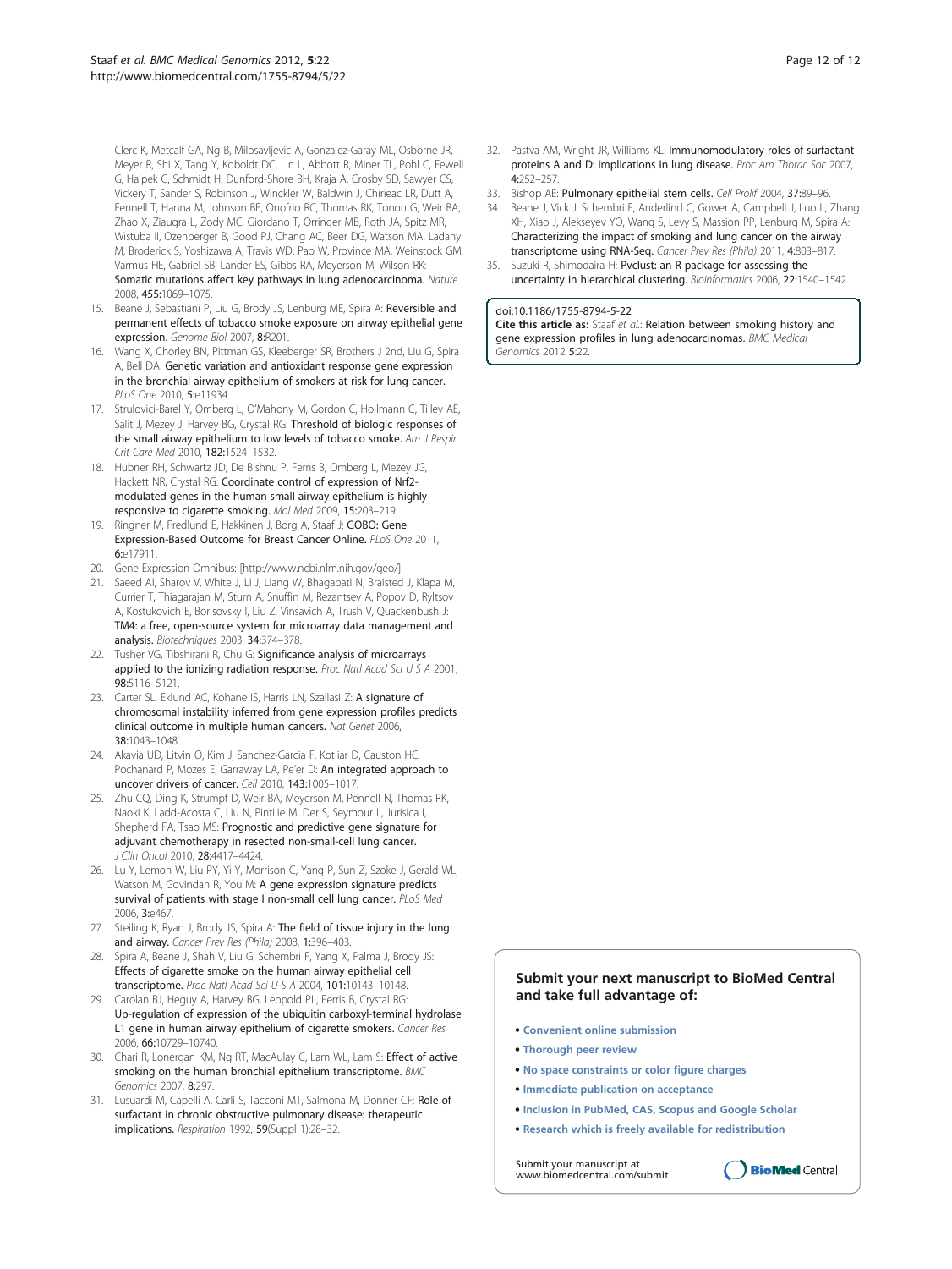Clerc K, Metcalf GA, Ng B, Milosavljevic A, Gonzalez-Garay ML, Osborne JR, Meyer R, Shi X, Tang Y, Koboldt DC, Lin L, Abbott R, Miner TL, Pohl C, Fewell G, Haipek C, Schmidt H, Dunford-Shore BH, Kraja A, Crosby SD, Sawyer CS, Vickery T, Sander S, Robinson J, Winckler W, Baldwin J, Chirieac LR, Dutt A, Fennell T, Hanna M, Johnson BE, Onofrio RC, Thomas RK, Tonon G, Weir BA, Zhao X, Ziaugra L, Zody MC, Giordano T, Orringer MB, Roth JA, Spitz MR, Wistuba II, Ozenberger B, Good PJ, Chang AC, Beer DG, Watson MA, Ladanyi M, Broderick S, Yoshizawa A, Travis WD, Pao W, Province MA, Weinstock GM, Varmus HE, Gabriel SB, Lander ES, Gibbs RA, Meyerson M, Wilson RK: **Somatic mutations affect key pathways in lung adenocarcinoma.** *Nature* 2008, **455**:1069–1075.

15. Beane J, Sebastiani P, Liu G, Brody JS, Lenburg ME, Spira A: **Reversible and permanent effects of tobacco smoke exposure on airway epithelial gene expression.** *Genome Biol* 2007, **8**:R201.
16. Wang X, Chorley BN, Pittman GS, Kleeberger SR, Brothers J 2nd, Liu G, Spira A, Bell DA: **Genetic variation and antioxidant response gene expression in the bronchial airway epithelium of smokers at risk for lung cancer.** *PLoS One* 2010, **5**:e11934.
17. Strulovici-Barel Y, Omberg L, O'Mahony M, Gordon C, Hollmann C, Tilley AE, Salit J, Mezey J, Harvey BG, Crystal RG: **Threshold of biologic responses of the small airway epithelium to low levels of tobacco smoke.** *Am J Respir Crit Care Med* 2010, **182**:1524–1532.
18. Hubner RH, Schwartz JD, De Bishnu P, Ferris B, Omberg L, Mezey JG, Hackett NR, Crystal RG: **Coordinate control of expression of Nrf2-modulated genes in the human small airway epithelium is highly responsive to cigarette smoking.** *Mol Med* 2009, **15**:203–219.
19. Ringner M, Fredlund E, Hakkinen J, Borg A, Staaf J: **GOBO: Gene Expression-Based Outcome for Breast Cancer Online.** *PLoS One* 2011, **6**:e17911.
20. Gene Expression Omnibus: [http://www.ncbi.nlm.nih.gov/geo/].
21. Saeed AI, Sharov V, White J, Li J, Liang W, Bhagabati N, Braisted J, Klapa M, Currier T, Thiagarajan M, Sturn A, Snuffin M, Rezantsev A, Popov D, Ryltsov A, Kostukovich E, Borisovsky I, Liu Z, Vinsavich A, Trush V, Quackenbush J: **TM4: a free, open-source system for microarray data management and analysis.** *Biotechniques* 2003, **34**:374–378.
22. Tusher VG, Tibshirani R, Chu G: **Significance analysis of microarrays applied to the ionizing radiation response.** *Proc Natl Acad Sci U S A* 2001, **98**:5116–5121.
23. Carter SL, Eklund AC, Kohane IS, Harris LN, Szallasi Z: **A signature of chromosomal instability inferred from gene expression profiles predicts clinical outcome in multiple human cancers.** *Nat Genet* 2006, **38**:1043–1048.
24. Akavia UD, Litvin O, Kim J, Sanchez-Garcia F, Kotliar D, Causton HC, Pochanard P, Mozes E, Garraway LA, Pe'er D: **An integrated approach to uncover drivers of cancer.** *Cell* 2010, **143**:1005–1017.
25. Zhu CQ, Ding K, Strumpf D, Weir BA, Meyerson M, Pennell N, Thomas RK, Naoki K, Ladd-Acosta C, Liu N, Pintilie M, Der S, Seymour L, Jurisica I, Shepherd FA, Tsao MS: **Prognostic and predictive gene signature for adjuvant chemotherapy in resected non-small-cell lung cancer.** *J Clin Oncol* 2010, **28**:4417–4424.
26. Lu Y, Lemon W, Liu PY, Yi Y, Morrison C, Yang P, Sun Z, Szoke J, Gerald WL, Watson M, Govindan R, You M: **A gene expression signature predicts survival of patients with stage I non-small cell lung cancer.** *PLoS Med* 2006, **3**:e467.
27. Steiling K, Ryan J, Brody JS, Spira A: **The field of tissue injury in the lung and airway.** *Cancer Prev Res (Phila)* 2008, **1**:396–403.
28. Spira A, Beane J, Shah V, Liu G, Schembri F, Yang X, Palma J, Brody JS: **Effects of cigarette smoke on the human airway epithelial cell transcriptome.** *Proc Natl Acad Sci U S A* 2004, **101**:10143–10148.
29. Carolan BJ, Heguy A, Harvey BG, Leopold PL, Ferris B, Crystal RG: **Up-regulation of expression of the ubiquitin carboxyl-terminal hydrolase L1 gene in human airway epithelium of cigarette smokers.** *Cancer Res* 2006, **66**:10729–10740.
30. Chari R, Lonergan KM, Ng RT, MacAulay C, Lam WL, Lam S: **Effect of active smoking on the human bronchial epithelium transcriptome.** *BMC Genomics* 2007, **8**:297.
31. Lusuardi M, Capelli A, Carli S, Tacconi MT, Salmona M, Donner CF: **Role of surfactant in chronic obstructive pulmonary disease: therapeutic implications.** *Respiration* 1992, **59**(Suppl 1):28–32.
32. Pastva AM, Wright JR, Williams KL: **Immunomodulatory roles of surfactant proteins A and D: implications in lung disease.** *Proc Am Thorac Soc* 2007, **4**:252–257.
33. Bishop AE: **Pulmonary epithelial stem cells.** *Cell Prolif* 2004, **37**:89–96.
34. Beane J, Vick J, Schembri F, Anderlind C, Gower A, Campbell J, Luo L, Zhang XH, Xiao J, Alekseyev YO, Wang S, Levy S, Massion PP, Lenburg M, Spira A: **Characterizing the impact of smoking and lung cancer on the airway transcriptome using RNA-Seq.** *Cancer Prev Res (Phila)* 2011, **4**:803–817.
35. Suzuki R, Shimodaira H: **Pvclust: an R package for assessing the uncertainty in hierarchical clustering.** *Bioinformatics* 2006, **22**:1540–1542.

doi:10.1186/1755-8794-5-22

**Cite this article as:** Staaf *et al.*: Relation between smoking history and gene expression profiles in lung adenocarcinomas. *BMC Medical Genomics* 2012 **5**:22.

**Submit your next manuscript to BioMed Central and take full advantage of:**

- **Convenient online submission**
- **Thorough peer review**
- **No space constraints or color figure charges**
- **Immediate publication on acceptance**
- **Inclusion in PubMed, CAS, Scopus and Google Scholar**
- **Research which is freely available for redistribution**

Submit your manuscript at
www.biomedcentral.com/submit

BioMed Central